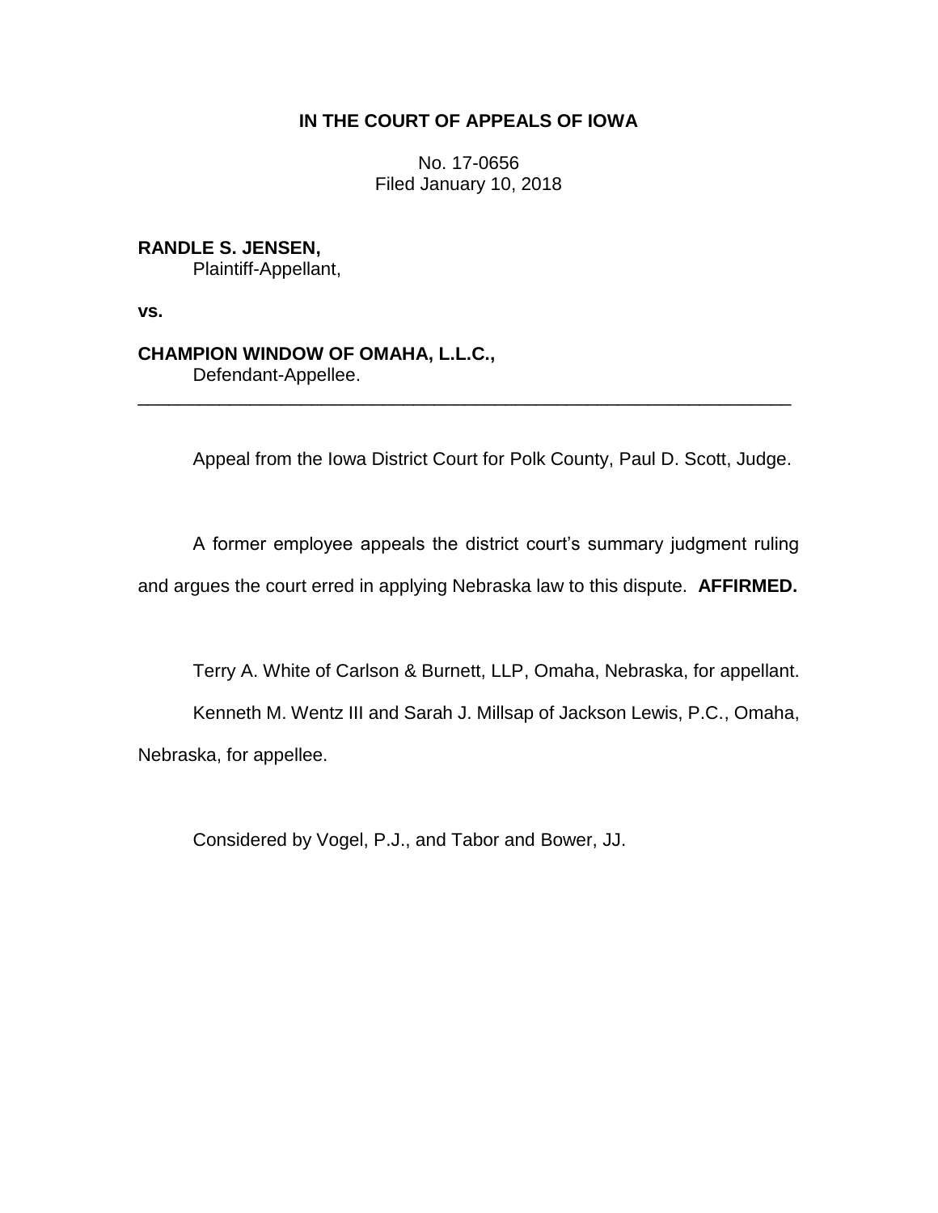# IN THE COURT OF APPEALS OF IOWA

No. 17-0656
Filed January 10, 2018

**RANDLE S. JENSEN,**
Plaintiff-Appellant,

**vs.**

**CHAMPION WINDOW OF OMAHA, L.L.C.,**
Defendant-Appellee.

---

Appeal from the Iowa District Court for Polk County, Paul D. Scott, Judge.

A former employee appeals the district court's summary judgment ruling and argues the court erred in applying Nebraska law to this dispute. **AFFIRMED.**

Terry A. White of Carlson & Burnett, LLP, Omaha, Nebraska, for appellant.

Kenneth M. Wentz III and Sarah J. Millsap of Jackson Lewis, P.C., Omaha, Nebraska, for appellee.

Considered by Vogel, P.J., and Tabor and Bower, JJ.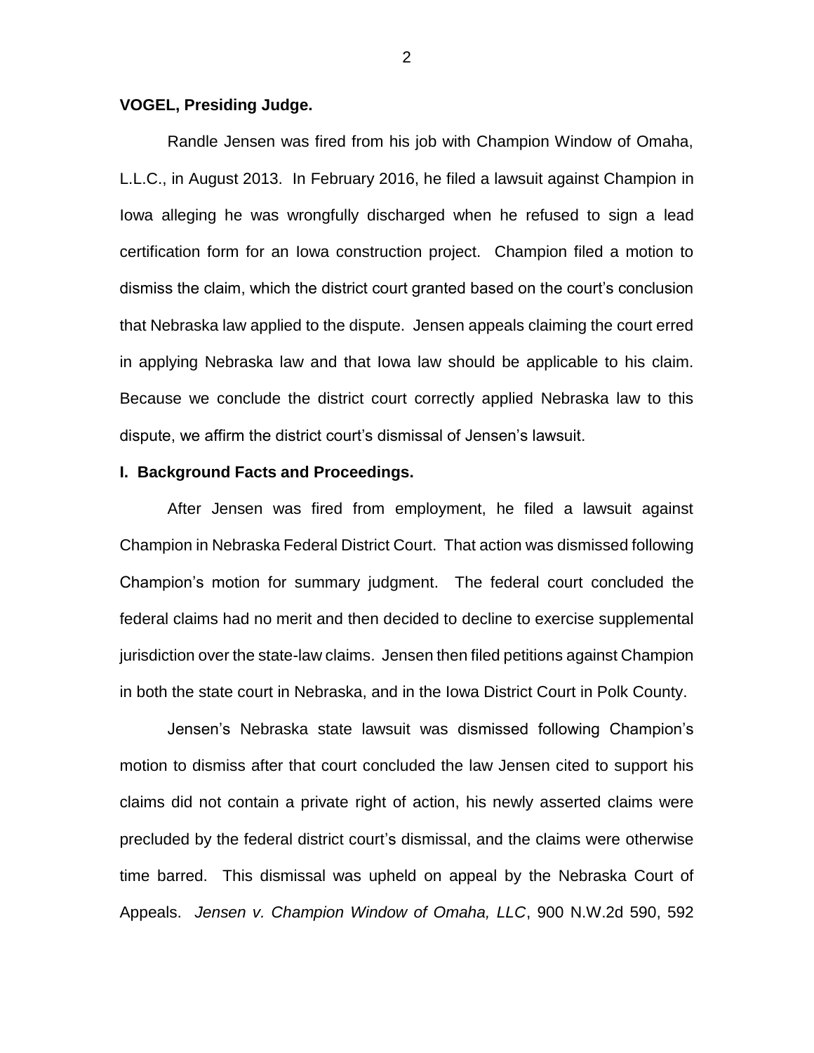**VOGEL, Presiding Judge.**

Randle Jensen was fired from his job with Champion Window of Omaha, L.L.C., in August 2013. In February 2016, he filed a lawsuit against Champion in Iowa alleging he was wrongfully discharged when he refused to sign a lead certification form for an Iowa construction project. Champion filed a motion to dismiss the claim, which the district court granted based on the court's conclusion that Nebraska law applied to the dispute. Jensen appeals claiming the court erred in applying Nebraska law and that Iowa law should be applicable to his claim. Because we conclude the district court correctly applied Nebraska law to this dispute, we affirm the district court's dismissal of Jensen's lawsuit.

## I. Background Facts and Proceedings.

After Jensen was fired from employment, he filed a lawsuit against Champion in Nebraska Federal District Court. That action was dismissed following Champion's motion for summary judgment. The federal court concluded the federal claims had no merit and then decided to decline to exercise supplemental jurisdiction over the state-law claims. Jensen then filed petitions against Champion in both the state court in Nebraska, and in the Iowa District Court in Polk County.

Jensen's Nebraska state lawsuit was dismissed following Champion's motion to dismiss after that court concluded the law Jensen cited to support his claims did not contain a private right of action, his newly asserted claims were precluded by the federal district court's dismissal, and the claims were otherwise time barred. This dismissal was upheld on appeal by the Nebraska Court of Appeals. *Jensen v. Champion Window of Omaha, LLC*, 900 N.W.2d 590, 592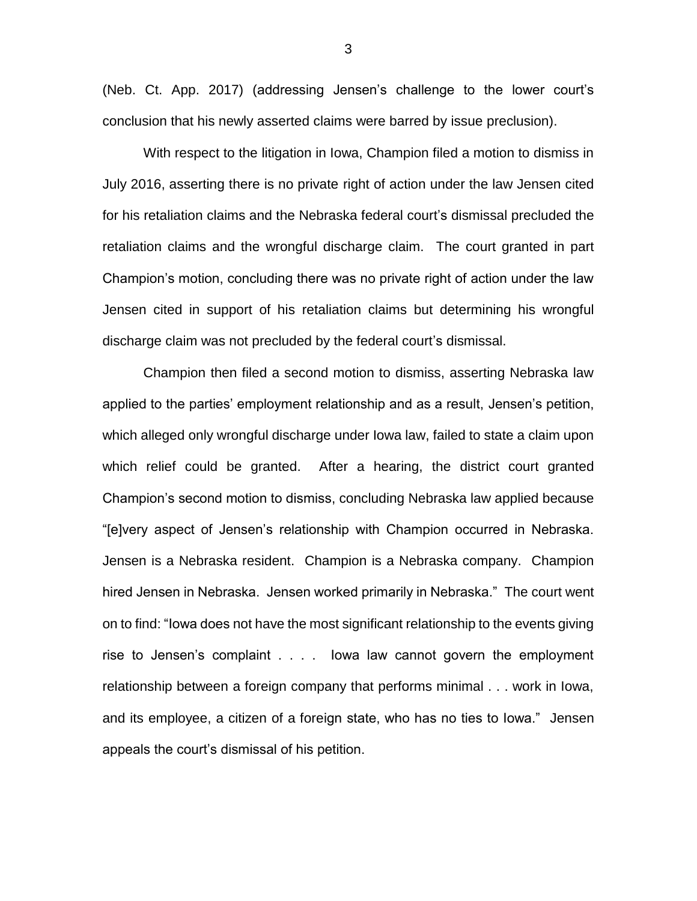(Neb. Ct. App. 2017) (addressing Jensen's challenge to the lower court's conclusion that his newly asserted claims were barred by issue preclusion).

With respect to the litigation in Iowa, Champion filed a motion to dismiss in July 2016, asserting there is no private right of action under the law Jensen cited for his retaliation claims and the Nebraska federal court's dismissal precluded the retaliation claims and the wrongful discharge claim. The court granted in part Champion's motion, concluding there was no private right of action under the law Jensen cited in support of his retaliation claims but determining his wrongful discharge claim was not precluded by the federal court's dismissal.

Champion then filed a second motion to dismiss, asserting Nebraska law applied to the parties' employment relationship and as a result, Jensen's petition, which alleged only wrongful discharge under Iowa law, failed to state a claim upon which relief could be granted. After a hearing, the district court granted Champion's second motion to dismiss, concluding Nebraska law applied because "[e]very aspect of Jensen's relationship with Champion occurred in Nebraska. Jensen is a Nebraska resident. Champion is a Nebraska company. Champion hired Jensen in Nebraska. Jensen worked primarily in Nebraska." The court went on to find: "Iowa does not have the most significant relationship to the events giving rise to Jensen's complaint . . . . Iowa law cannot govern the employment relationship between a foreign company that performs minimal . . . work in Iowa, and its employee, a citizen of a foreign state, who has no ties to Iowa." Jensen appeals the court's dismissal of his petition.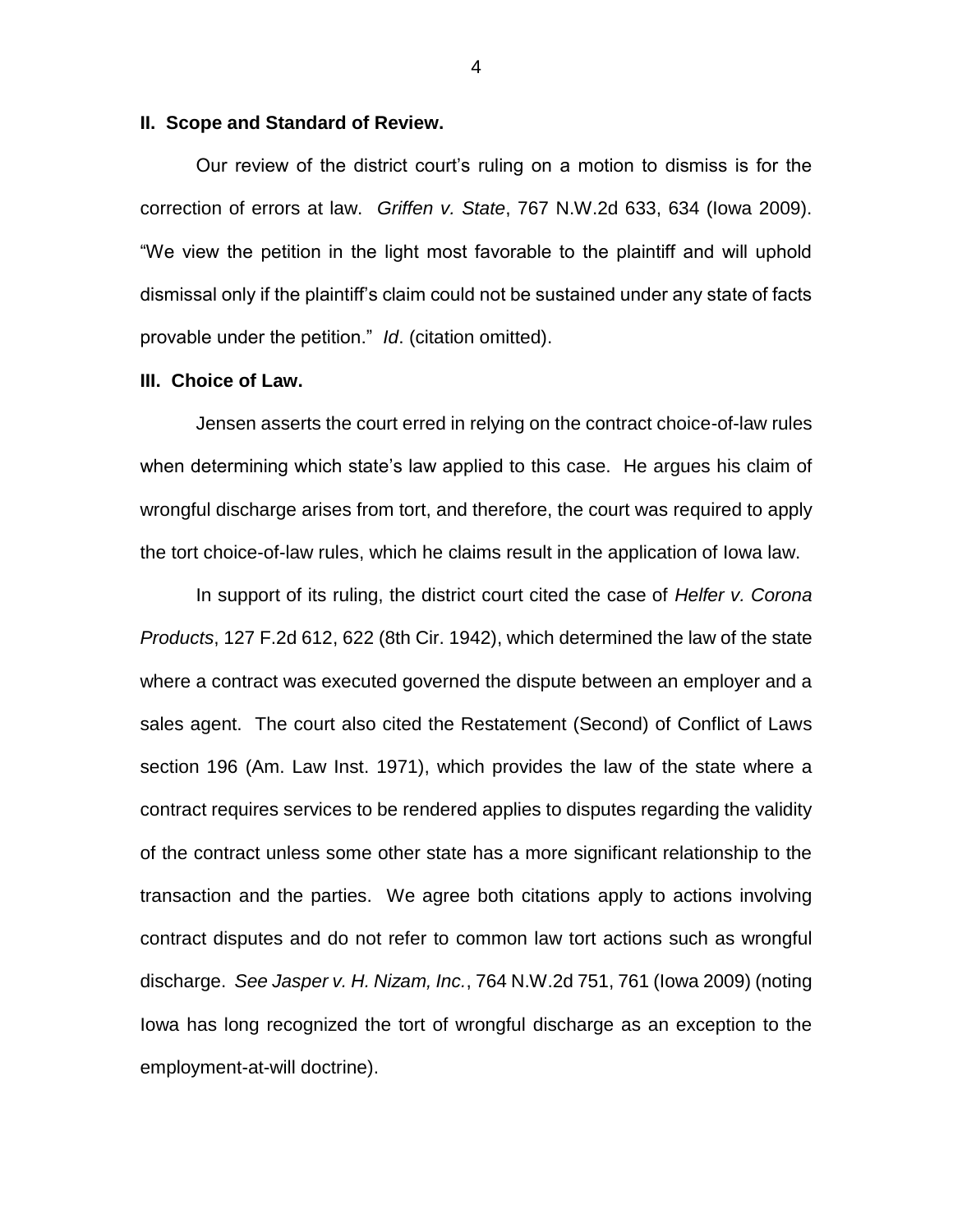## II. Scope and Standard of Review.

Our review of the district court's ruling on a motion to dismiss is for the correction of errors at law. *Griffen v. State*, 767 N.W.2d 633, 634 (Iowa 2009). "We view the petition in the light most favorable to the plaintiff and will uphold dismissal only if the plaintiff's claim could not be sustained under any state of facts provable under the petition." *Id*. (citation omitted).

## III. Choice of Law.

Jensen asserts the court erred in relying on the contract choice-of-law rules when determining which state's law applied to this case. He argues his claim of wrongful discharge arises from tort, and therefore, the court was required to apply the tort choice-of-law rules, which he claims result in the application of Iowa law.

In support of its ruling, the district court cited the case of *Helfer v. Corona Products*, 127 F.2d 612, 622 (8th Cir. 1942), which determined the law of the state where a contract was executed governed the dispute between an employer and a sales agent. The court also cited the Restatement (Second) of Conflict of Laws section 196 (Am. Law Inst. 1971), which provides the law of the state where a contract requires services to be rendered applies to disputes regarding the validity of the contract unless some other state has a more significant relationship to the transaction and the parties. We agree both citations apply to actions involving contract disputes and do not refer to common law tort actions such as wrongful discharge. *See Jasper v. H. Nizam, Inc.*, 764 N.W.2d 751, 761 (Iowa 2009) (noting Iowa has long recognized the tort of wrongful discharge as an exception to the employment-at-will doctrine).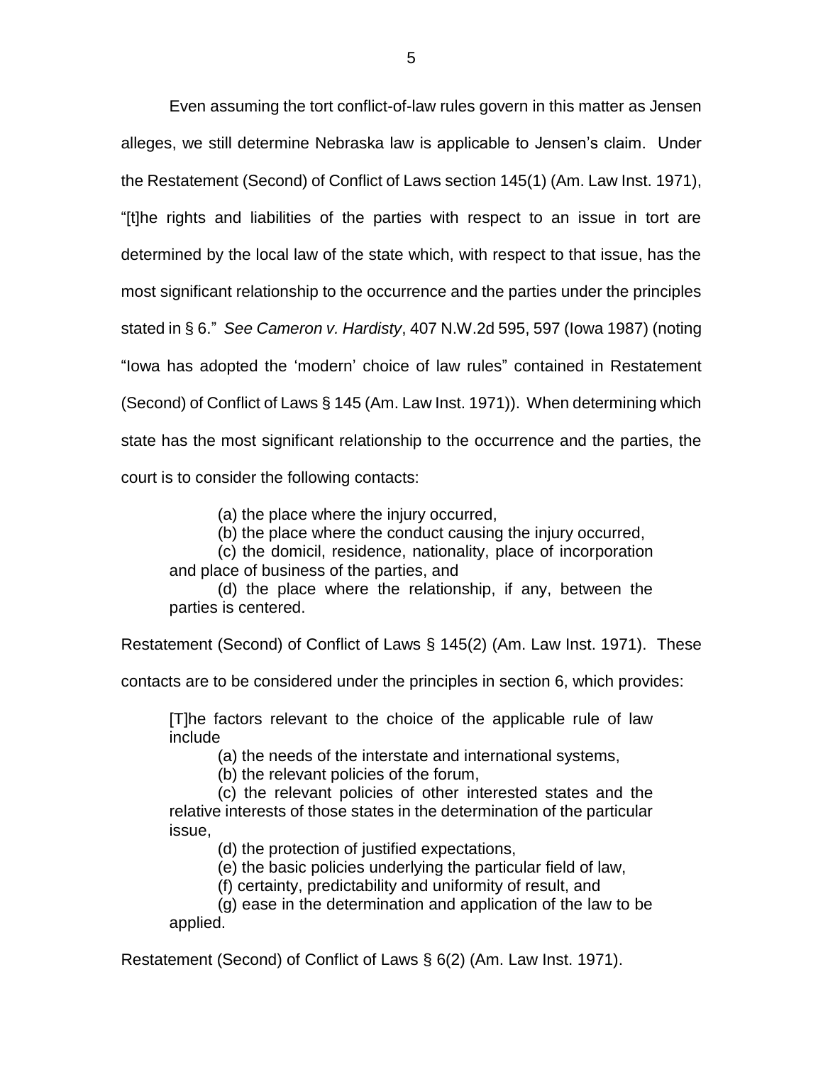Even assuming the tort conflict-of-law rules govern in this matter as Jensen alleges, we still determine Nebraska law is applicable to Jensen's claim. Under the Restatement (Second) of Conflict of Laws section 145(1) (Am. Law Inst. 1971), "[t]he rights and liabilities of the parties with respect to an issue in tort are determined by the local law of the state which, with respect to that issue, has the most significant relationship to the occurrence and the parties under the principles stated in § 6." *See Cameron v. Hardisty*, 407 N.W.2d 595, 597 (Iowa 1987) (noting "Iowa has adopted the 'modern' choice of law rules" contained in Restatement (Second) of Conflict of Laws § 145 (Am. Law Inst. 1971)). When determining which state has the most significant relationship to the occurrence and the parties, the court is to consider the following contacts:

> (a) the place where the injury occurred,
>
> (b) the place where the conduct causing the injury occurred,
>
> (c) the domicil, residence, nationality, place of incorporation and place of business of the parties, and
>
> (d) the place where the relationship, if any, between the parties is centered.

Restatement (Second) of Conflict of Laws § 145(2) (Am. Law Inst. 1971). These contacts are to be considered under the principles in section 6, which provides:

> [T]he factors relevant to the choice of the applicable rule of law include
>
> (a) the needs of the interstate and international systems,
>
> (b) the relevant policies of the forum,
>
> (c) the relevant policies of other interested states and the relative interests of those states in the determination of the particular issue,
>
> (d) the protection of justified expectations,
>
> (e) the basic policies underlying the particular field of law,
>
> (f) certainty, predictability and uniformity of result, and
>
> (g) ease in the determination and application of the law to be applied.

Restatement (Second) of Conflict of Laws § 6(2) (Am. Law Inst. 1971).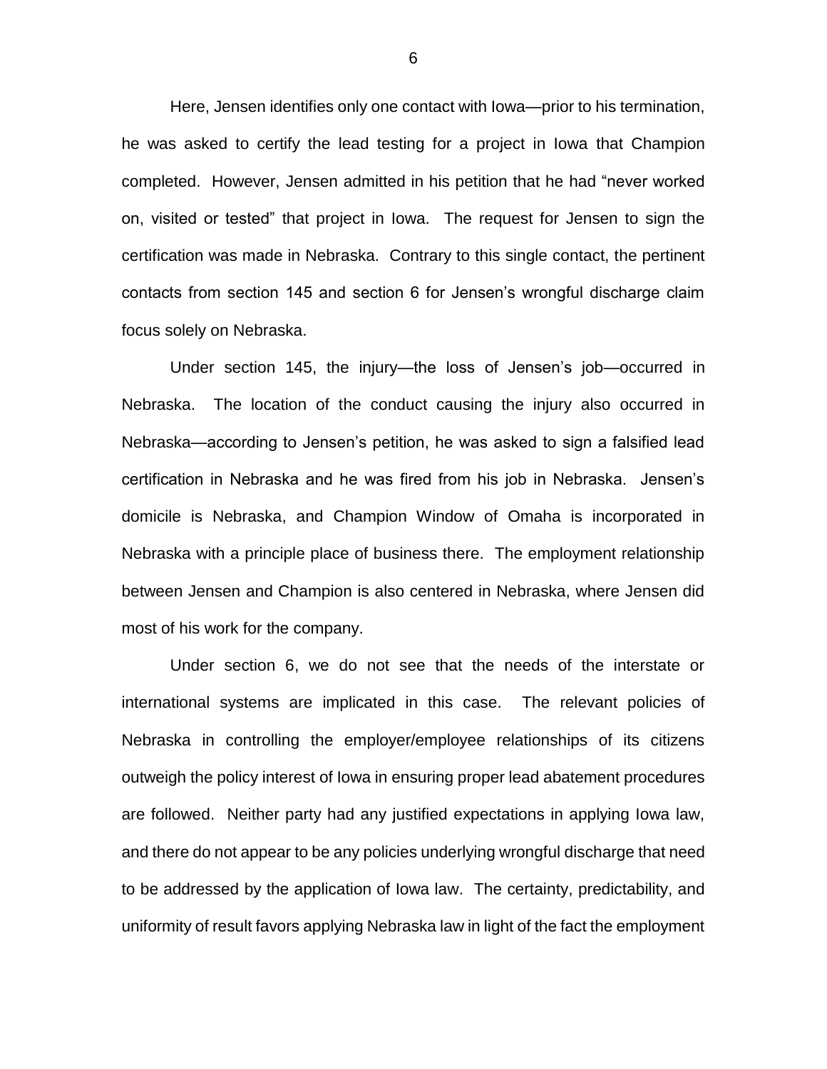Here, Jensen identifies only one contact with Iowa—prior to his termination, he was asked to certify the lead testing for a project in Iowa that Champion completed. However, Jensen admitted in his petition that he had "never worked on, visited or tested" that project in Iowa. The request for Jensen to sign the certification was made in Nebraska. Contrary to this single contact, the pertinent contacts from section 145 and section 6 for Jensen's wrongful discharge claim focus solely on Nebraska.

Under section 145, the injury—the loss of Jensen's job—occurred in Nebraska. The location of the conduct causing the injury also occurred in Nebraska—according to Jensen's petition, he was asked to sign a falsified lead certification in Nebraska and he was fired from his job in Nebraska. Jensen's domicile is Nebraska, and Champion Window of Omaha is incorporated in Nebraska with a principle place of business there. The employment relationship between Jensen and Champion is also centered in Nebraska, where Jensen did most of his work for the company.

Under section 6, we do not see that the needs of the interstate or international systems are implicated in this case. The relevant policies of Nebraska in controlling the employer/employee relationships of its citizens outweigh the policy interest of Iowa in ensuring proper lead abatement procedures are followed. Neither party had any justified expectations in applying Iowa law, and there do not appear to be any policies underlying wrongful discharge that need to be addressed by the application of Iowa law. The certainty, predictability, and uniformity of result favors applying Nebraska law in light of the fact the employment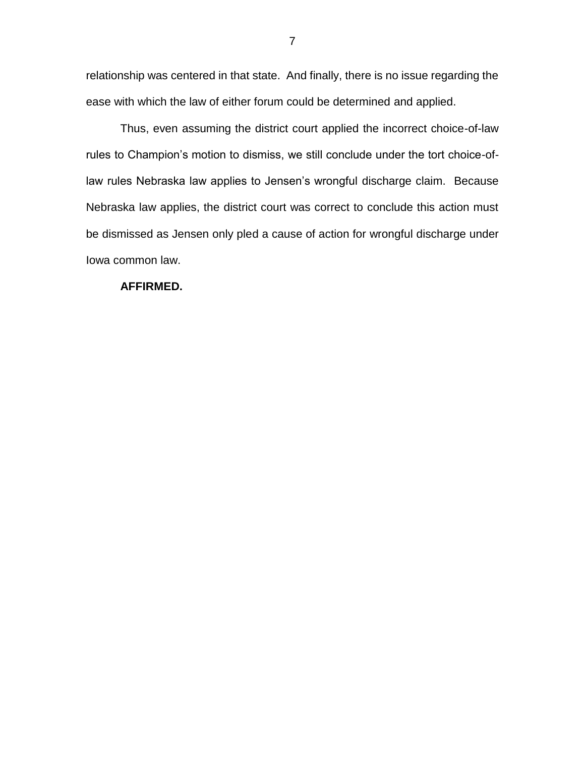relationship was centered in that state. And finally, there is no issue regarding the ease with which the law of either forum could be determined and applied.

Thus, even assuming the district court applied the incorrect choice-of-law rules to Champion's motion to dismiss, we still conclude under the tort choice-of-law rules Nebraska law applies to Jensen's wrongful discharge claim. Because Nebraska law applies, the district court was correct to conclude this action must be dismissed as Jensen only pled a cause of action for wrongful discharge under Iowa common law.

**AFFIRMED.**